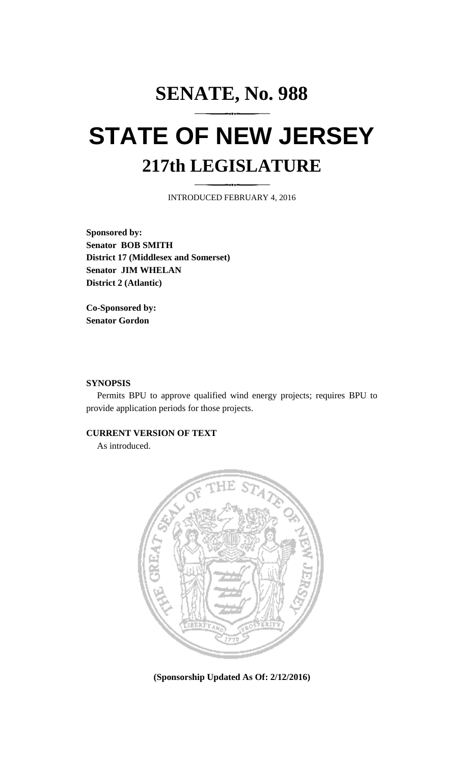# SENATE, No. 988

# STATE OF NEW JERSEY

## 217th LEGISLATURE

INTRODUCED FEBRUARY 4, 2016

**Sponsored by:**
**Senator BOB SMITH**
**District 17 (Middlesex and Somerset)**
**Senator JIM WHELAN**
**District 2 (Atlantic)**

**Co-Sponsored by:**
**Senator Gordon**

**SYNOPSIS**

Permits BPU to approve qualified wind energy projects; requires BPU to provide application periods for those projects.

**CURRENT VERSION OF TEXT**

As introduced.

**(Sponsorship Updated As Of: 2/12/2016)**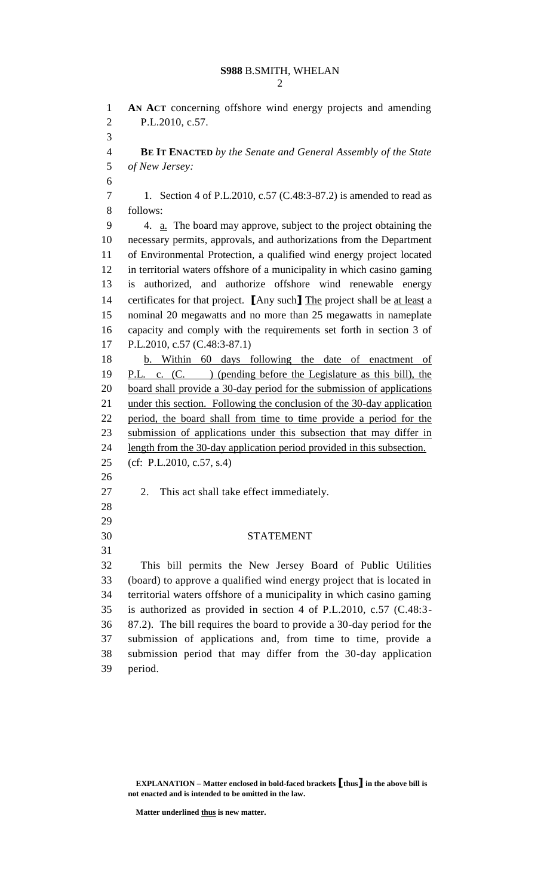**AN ACT** concerning offshore wind energy projects and amending P.L.2010, c.57.

**BE IT ENACTED** *by the Senate and General Assembly of the State of New Jersey:*

1. Section 4 of P.L.2010, c.57 (C.48:3-87.2) is amended to read as follows:

4. a. The board may approve, subject to the project obtaining the necessary permits, approvals, and authorizations from the Department of Environmental Protection, a qualified wind energy project located in territorial waters offshore of a municipality in which casino gaming is authorized, and authorize offshore wind renewable energy certificates for that project. **[**Any such**]** The project shall be at least a nominal 20 megawatts and no more than 25 megawatts in nameplate capacity and comply with the requirements set forth in section 3 of P.L.2010, c.57 (C.48:3-87.1)

b. Within 60 days following the date of enactment of P.L. c. (C. ) (pending before the Legislature as this bill), the board shall provide a 30-day period for the submission of applications under this section. Following the conclusion of the 30-day application period, the board shall from time to time provide a period for the submission of applications under this subsection that may differ in length from the 30-day application period provided in this subsection.

(cf: P.L.2010, c.57, s.4)

2. This act shall take effect immediately.

## STATEMENT

This bill permits the New Jersey Board of Public Utilities (board) to approve a qualified wind energy project that is located in territorial waters offshore of a municipality in which casino gaming is authorized as provided in section 4 of P.L.2010, c.57 (C.48:3-87.2). The bill requires the board to provide a 30-day period for the submission of applications and, from time to time, provide a submission period that may differ from the 30-day application period.

**EXPLANATION – Matter enclosed in bold-faced brackets [thus] in the above bill is not enacted and is intended to be omitted in the law.**

**Matter underlined thus is new matter.**